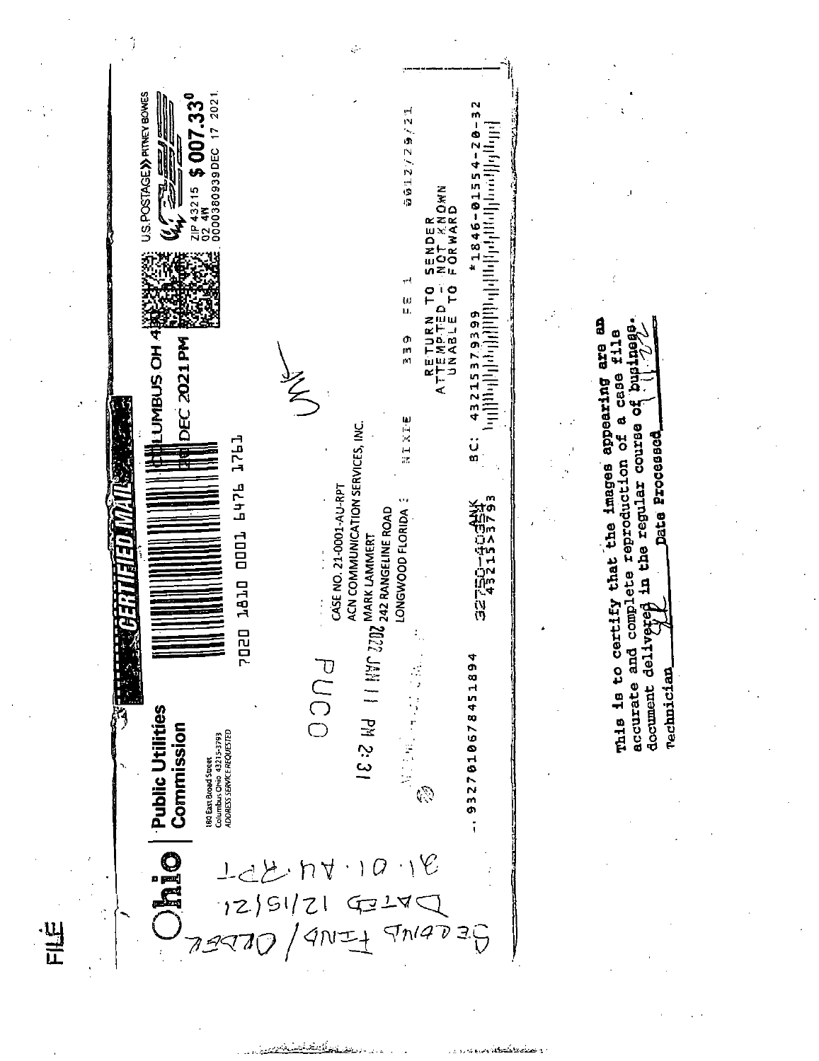FILE

**Ohio** | **Public Utilities Commission**

180 East Broad Street
Columbus Ohio 43215-3793
ADDRESS SERVICE REQUESTED

CERTIFIED MAIL

7020 1810 0001 6476 1761

COLUMBUS OH 43
DEC 2021 PM

U.S. POSTAGE PITNEY BOWES
ZIP 43215 $ 007.33⁰
02 4W
0000380939 DEC 17 2021

CASE NO. 21-0001-AU-RPT
ACN COMMUNICATION SERVICES, INC.
MARK LAMMERT
242 RANGELINE ROAD
LONGWOOD FLORIDA

PUCO

2022 JAN 11 PM 2:31

UNK

NIXIE 339 FE 1 0012/29/21

RETURN TO SENDER
ATTEMPTED - NOT KNOWN
UNABLE TO FORWARD

BC: 43215379399 *1846-01554-20-32

9327010678451894

32750-40354
43215>3793

Second Find / Order
Dated 12/15/21
21-01-AU-RPT

This is to certify that the images appearing are an accurate and complete reproduction of a case file document delivered in the regular course of business.
Technician ______ Date Processed ______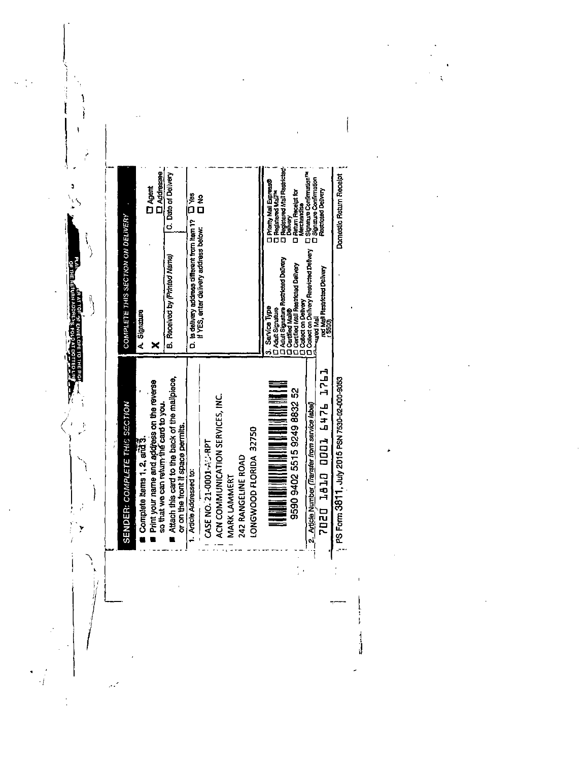## SENDER: COMPLETE THIS SECTION

- Complete items 1, 2, and 3.
- Print your name and address on the reverse so that we can return the card to you.
- Attach this card to the back of the mailpiece, or on the front if space permits.

1. Article Addressed to:

CASE NO: 21-0001-AU-RPT
ACN COMMUNICATION SERVICES, INC.
MARK LAMMERT
242 RANGELINE ROAD
LONGWOOD FLORIDA 32750

9590 9402 5515 9249 8832 52

2. Article Number (Transfer from service label)

7020 1810 0001 6476 1761

PS Form 3811, July 2015 PSN 7530-02-000-9053

## COMPLETE THIS SECTION ON DELIVERY

A. Signature

X

☐ Agent
☐ Addressee

B. Received by (Printed Name)

C. Date of Delivery

D. Is delivery address different from item 1? ☐ Yes
If YES, enter delivery address below: ☐ No

3. Service Type

☐ Adult Signature
☐ Adult Signature Restricted Delivery
☐ Certified Mail®
☐ Certified Mail Restricted Delivery
☐ Collect on Delivery
☐ Collect on Delivery Restricted Delivery
☐ Insured Mail
☐ Insured Mail Restricted Delivery (over $500)

☐ Priority Mail Express®
☐ Registered Mail™
☐ Registered Mail Restricted Delivery
☐ Return Receipt for Merchandise
☐ Signature Confirmation™
☐ Signature Confirmation Restricted Delivery

Domestic Return Receipt

PLACE STICKER AT TOP OF ENVELOPE TO THE RIGHT OF THE RETURN ADDRESS, FOLD AT DOTTED LINE